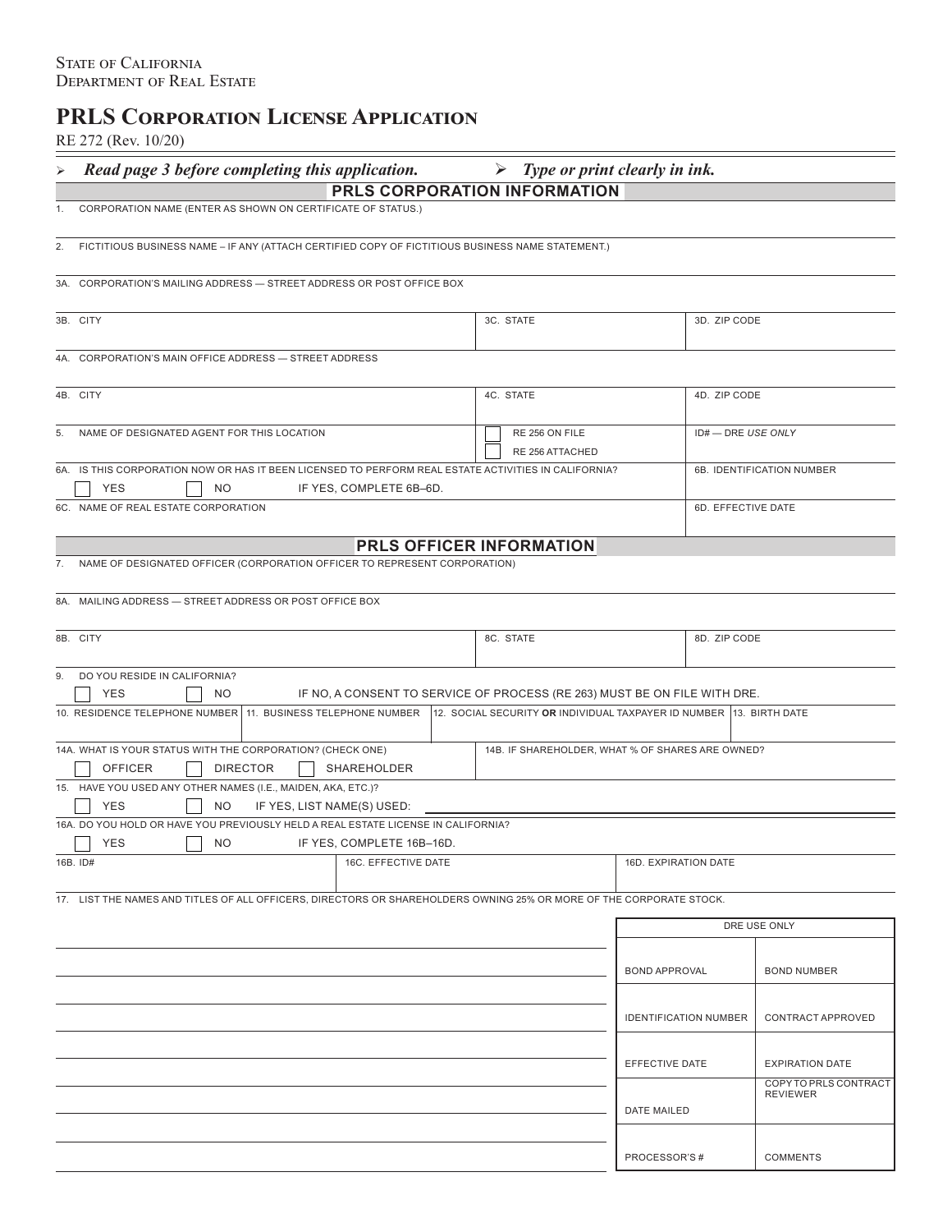State of California
Department of Real Estate

# PRLS Corporation License Application

RE 272 (Rev. 10/20)

➢ ***Read page 3 before completing this application.*** ➢ ***Type or print clearly in ink.***

## PRLS CORPORATION INFORMATION

1. CORPORATION NAME (ENTER AS SHOWN ON CERTIFICATE OF STATUS.)

2. FICTITIOUS BUSINESS NAME – IF ANY (ATTACH CERTIFIED COPY OF FICTITIOUS BUSINESS NAME STATEMENT.)

3A. CORPORATION'S MAILING ADDRESS — STREET ADDRESS OR POST OFFICE BOX

| 3B. CITY | 3C. STATE | 3D. ZIP CODE |
|---|---|---|
| | | |

4A. CORPORATION'S MAIN OFFICE ADDRESS — STREET ADDRESS

| 4B. CITY | 4C. STATE | 4D. ZIP CODE |
|---|---|---|
| | | |

| 5. NAME OF DESIGNATED AGENT FOR THIS LOCATION | ☐ RE 256 ON FILE ☐ RE 256 ATTACHED | ID# — DRE *USE ONLY* |
|---|---|---|
| | | |

| 6A. IS THIS CORPORATION NOW OR HAS IT BEEN LICENSED TO PERFORM REAL ESTATE ACTIVITIES IN CALIFORNIA? ☐ YES ☐ NO IF YES, COMPLETE 6B–6D. | 6B. IDENTIFICATION NUMBER |
|---|---|
| 6C. NAME OF REAL ESTATE CORPORATION | 6D. EFFECTIVE DATE |

## PRLS OFFICER INFORMATION

7. NAME OF DESIGNATED OFFICER (CORPORATION OFFICER TO REPRESENT CORPORATION)

8A. MAILING ADDRESS — STREET ADDRESS OR POST OFFICE BOX

| 8B. CITY | 8C. STATE | 8D. ZIP CODE |
|---|---|---|
| | | |

9. DO YOU RESIDE IN CALIFORNIA?
☐ YES ☐ NO IF NO, A CONSENT TO SERVICE OF PROCESS (RE 263) MUST BE ON FILE WITH DRE.

| 10. RESIDENCE TELEPHONE NUMBER | 11. BUSINESS TELEPHONE NUMBER | 12. SOCIAL SECURITY **OR** INDIVIDUAL TAXPAYER ID NUMBER | 13. BIRTH DATE |
|---|---|---|---|
| | | | |

| 14A. WHAT IS YOUR STATUS WITH THE CORPORATION? (CHECK ONE) ☐ OFFICER ☐ DIRECTOR ☐ SHAREHOLDER | 14B. IF SHAREHOLDER, WHAT % OF SHARES ARE OWNED? |
|---|---|

15. HAVE YOU USED ANY OTHER NAMES (I.E., MAIDEN, AKA, ETC.)?
☐ YES ☐ NO IF YES, LIST NAME(S) USED: ____________

16A. DO YOU HOLD OR HAVE YOU PREVIOUSLY HELD A REAL ESTATE LICENSE IN CALIFORNIA?
☐ YES ☐ NO IF YES, COMPLETE 16B–16D.

| 16B. ID# | 16C. EFFECTIVE DATE | 16D. EXPIRATION DATE |
|---|---|---|
| | | |

17. LIST THE NAMES AND TITLES OF ALL OFFICERS, DIRECTORS OR SHAREHOLDERS OWNING 25% OR MORE OF THE CORPORATE STOCK.

| DRE USE ONLY | |
|---|---|
| BOND APPROVAL | BOND NUMBER |
| IDENTIFICATION NUMBER | CONTRACT APPROVED |
| EFFECTIVE DATE | EXPIRATION DATE |
| DATE MAILED | COPY TO PRLS CONTRACT REVIEWER |
| PROCESSOR'S # | COMMENTS |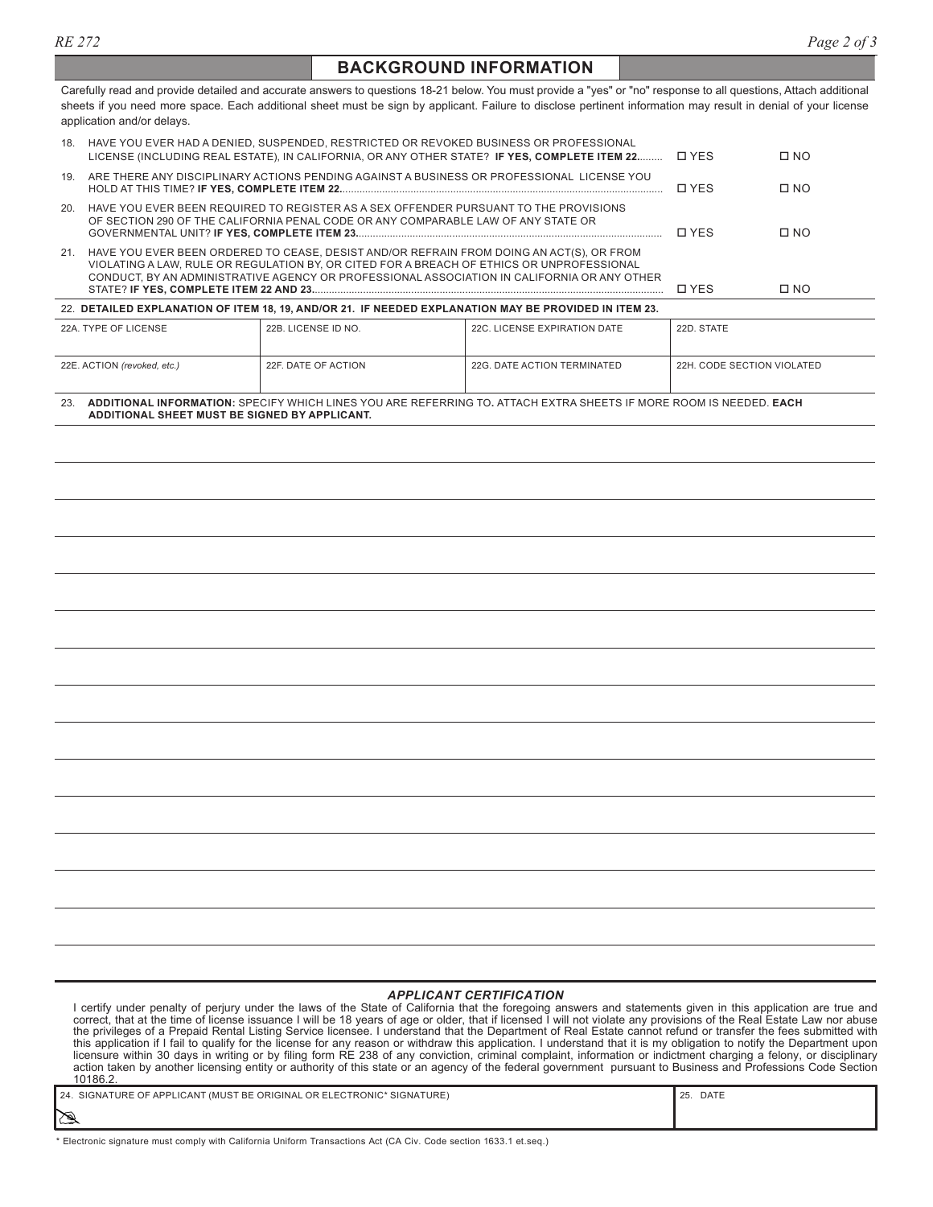## BACKGROUND INFORMATION

Carefully read and provide detailed and accurate answers to questions 18-21 below. You must provide a "yes" or "no" response to all questions, Attach additional sheets if you need more space. Each additional sheet must be sign by applicant. Failure to disclose pertinent information may result in denial of your license application and/or delays.

18. HAVE YOU EVER HAD A DENIED, SUSPENDED, RESTRICTED OR REVOKED BUSINESS OR PROFESSIONAL LICENSE (INCLUDING REAL ESTATE), IN CALIFORNIA, OR ANY OTHER STATE? **IF YES, COMPLETE ITEM 22.** ☐ YES ☐ NO

19. ARE THERE ANY DISCIPLINARY ACTIONS PENDING AGAINST A BUSINESS OR PROFESSIONAL LICENSE YOU HOLD AT THIS TIME? **IF YES, COMPLETE ITEM 22.** ☐ YES ☐ NO

20. HAVE YOU EVER BEEN REQUIRED TO REGISTER AS A SEX OFFENDER PURSUANT TO THE PROVISIONS OF SECTION 290 OF THE CALIFORNIA PENAL CODE OR ANY COMPARABLE LAW OF ANY STATE OR GOVERNMENTAL UNIT? **IF YES, COMPLETE ITEM 23.** ☐ YES ☐ NO

21. HAVE YOU EVER BEEN ORDERED TO CEASE, DESIST AND/OR REFRAIN FROM DOING AN ACT(S), OR FROM VIOLATING A LAW, RULE OR REGULATION BY, OR CITED FOR A BREACH OF ETHICS OR UNPROFESSIONAL CONDUCT, BY AN ADMINISTRATIVE AGENCY OR PROFESSIONAL ASSOCIATION IN CALIFORNIA OR ANY OTHER STATE? **IF YES, COMPLETE ITEM 22 AND 23.** ☐ YES ☐ NO

22. **DETAILED EXPLANATION OF ITEM 18, 19, AND/OR 21. IF NEEDED EXPLANATION MAY BE PROVIDED IN ITEM 23.**

| 22A. TYPE OF LICENSE | 22B. LICENSE ID NO. | 22C. LICENSE EXPIRATION DATE | 22D. STATE |
|---|---|---|---|
| 22E. ACTION *(revoked, etc.)* | 22F. DATE OF ACTION | 22G. DATE ACTION TERMINATED | 22H. CODE SECTION VIOLATED |

23. **ADDITIONAL INFORMATION:** SPECIFY WHICH LINES YOU ARE REFERRING TO**.** ATTACH EXTRA SHEETS IF MORE ROOM IS NEEDED. **EACH ADDITIONAL SHEET MUST BE SIGNED BY APPLICANT.**

### *APPLICANT CERTIFICATION*

I certify under penalty of perjury under the laws of the State of California that the foregoing answers and statements given in this application are true and correct, that at the time of license issuance I will be 18 years of age or older, that if licensed I will not violate any provisions of the Real Estate Law nor abuse the privileges of a Prepaid Rental Listing Service licensee. I understand that the Department of Real Estate cannot refund or transfer the fees submitted with this application if I fail to qualify for the license for any reason or withdraw this application. I understand that it is my obligation to notify the Department upon licensure within 30 days in writing or by filing form RE 238 of any conviction, criminal complaint, information or indictment charging a felony, or disciplinary action taken by another licensing entity or authority of this state or an agency of the federal government pursuant to Business and Professions Code Section 10186.2.

| 24. SIGNATURE OF APPLICANT (MUST BE ORIGINAL OR ELECTRONIC* SIGNATURE) | 25. DATE |
|---|---|
| | |

\* Electronic signature must comply with California Uniform Transactions Act (CA Civ. Code section 1633.1 et.seq.)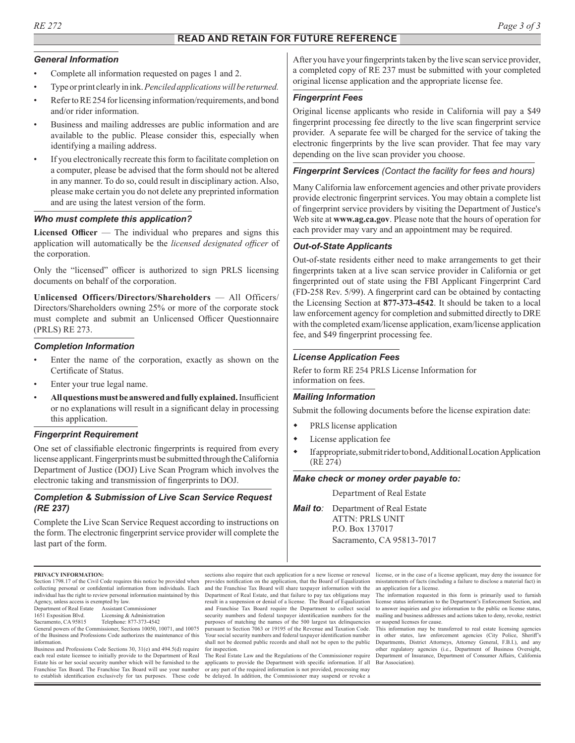**READ AND RETAIN FOR FUTURE REFERENCE**

### *General Information*

- Complete all information requested on pages 1 and 2.
- Type or print clearly in ink. *Penciled applications will be returned.*
- Refer to RE 254 for licensing information/requirements, and bond and/or rider information.
- Business and mailing addresses are public information and are available to the public. Please consider this, especially when identifying a mailing address.
- If you electronically recreate this form to facilitate completion on a computer, please be advised that the form should not be altered in any manner. To do so, could result in disciplinary action. Also, please make certain you do not delete any preprinted information and are using the latest version of the form.

### *Who must complete this application?*

**Licensed Officer** — The individual who prepares and signs this application will automatically be the *licensed designated officer* of the corporation.

Only the "licensed" officer is authorized to sign PRLS licensing documents on behalf of the corporation.

**Unlicensed Officers/Directors/Shareholders** — All Officers/Directors/Shareholders owning 25% or more of the corporate stock must complete and submit an Unlicensed Officer Questionnaire (PRLS) RE 273.

### *Completion Information*

- Enter the name of the corporation, exactly as shown on the Certificate of Status.
- Enter your true legal name.
- **All questions must be answered and fully explained.** Insufficient or no explanations will result in a significant delay in processing this application.

### *Fingerprint Requirement*

One set of classifiable electronic fingerprints is required from every license applicant. Fingerprints must be submitted through the California Department of Justice (DOJ) Live Scan Program which involves the electronic taking and transmission of fingerprints to DOJ.

### *Completion & Submission of Live Scan Service Request (RE 237)*

Complete the Live Scan Service Request according to instructions on the form. The electronic fingerprint service provider will complete the last part of the form.

After you have your fingerprints taken by the live scan service provider, a completed copy of RE 237 must be submitted with your completed original license application and the appropriate license fee.

### *Fingerprint Fees*

Original license applicants who reside in California will pay a $49 fingerprint processing fee directly to the live scan fingerprint service provider. A separate fee will be charged for the service of taking the electronic fingerprints by the live scan provider. That fee may vary depending on the live scan provider you choose.

### *Fingerprint Services (Contact the facility for fees and hours)*

Many California law enforcement agencies and other private providers provide electronic fingerprint services. You may obtain a complete list of fingerprint service providers by visiting the Department of Justice's Web site at **www.ag.ca.gov**. Please note that the hours of operation for each provider may vary and an appointment may be required.

### *Out-of-State Applicants*

Out-of-state residents either need to make arrangements to get their fingerprints taken at a live scan service provider in California or get fingerprinted out of state using the FBI Applicant Fingerprint Card (FD-258 Rev. 5/99). A fingerprint card can be obtained by contacting the Licensing Section at **877-373-4542**. It should be taken to a local law enforcement agency for completion and submitted directly to DRE with the completed exam/license application, exam/license application fee, and $49 fingerprint processing fee.

### *License Application Fees*

Refer to form RE 254 PRLS License Information for information on fees.

### *Mailing Information*

Submit the following documents before the license expiration date:

- PRLS license application
- License application fee
- If appropriate, submit rider to bond, Additional Location Application (RE 274)

### *Make check or money order payable to:*

Department of Real Estate

***Mail to:*** Department of Real Estate
ATTN: PRLS UNIT
P.O. Box 137017
Sacramento, CA 95813-7017

---

**PRIVACY INFORMATION:**
Section 1798.17 of the Civil Code requires this notice be provided when collecting personal or confidential information from individuals. Each individual has the right to review personal information maintained by this Agency, unless access is exempted by law.

Department of Real Estate — Assistant Commissioner
1651 Exposition Blvd. — Licensing & Administration
Sacramento, CA 95815 — Telephone: 877-373-4542

General powers of the Commissioner, Sections 10050, 10071, and 10075 of the Business and Professions Code authorizes the maintenance of this information.

Business and Professions Code Sections 30, 31(e) and 494.5(d) require each real estate licensee to initially provide to the Department of Real Estate his or her social security number which will be furnished to the Franchise Tax Board. The Franchise Tax Board will use your number to establish identification exclusively for tax purposes. These code sections also require that each application for a new license or renewal provides notification on the application, that the Board of Equalization and the Franchise Tax Board will share taxpayer information with the Department of Real Estate, and that failure to pay tax obligations may result in a suspension or denial of a license. The Board of Equalization and Franchise Tax Board require the Department to collect social security numbers and federal taxpayer identification numbers for the purposes of matching the names of the 500 largest tax delinquencies pursuant to Section 7063 or 19195 of the Revenue and Taxation Code. Your social security numbers and federal taxpayer identification number shall not be deemed public records and shall not be open to the public for inspection.

The Real Estate Law and the Regulations of the Commissioner require applicants to provide the Department with specific information. If all or any part of the required information is not provided, processing may be delayed. In addition, the Commissioner may suspend or revoke a license, or in the case of a license applicant, may deny the issuance for misstatements of facts (including a failure to disclose a material fact) in an application for a license.

The information requested in this form is primarily used to furnish license status information to the Department's Enforcement Section, and to answer inquiries and give information to the public on license status, mailing and business addresses and actions taken to deny, revoke, restrict or suspend licenses for cause.

This information may be transferred to real estate licensing agencies in other states, law enforcement agencies (City Police, Sheriff's Departments, District Attorneys, Attorney General, F.B.I.), and any other regulatory agencies (i.e., Department of Business Oversight, Department of Insurance, Department of Consumer Affairs, California Bar Association).